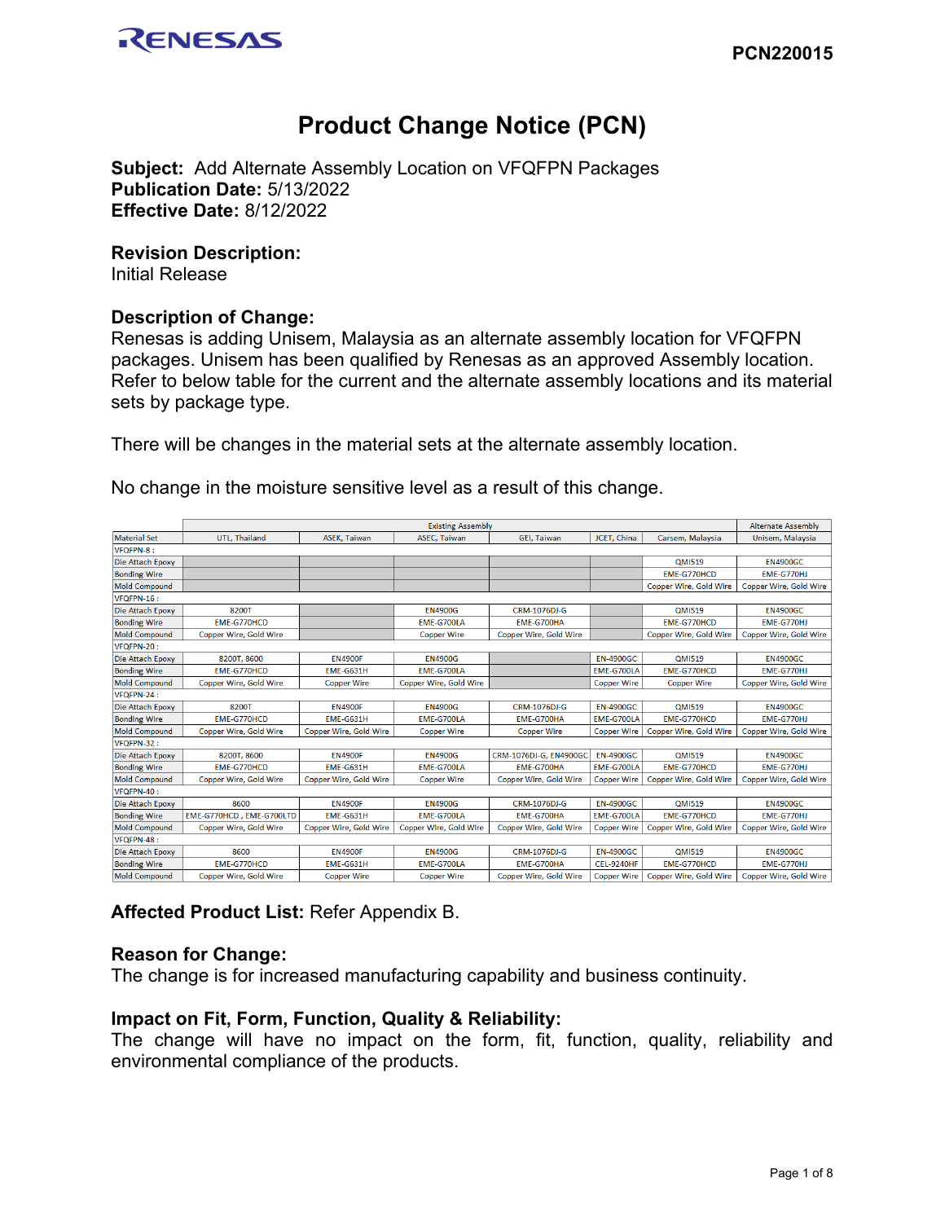**PCN220015**

# Product Change Notice (PCN)

**Subject:** Add Alternate Assembly Location on VFQFPN Packages
**Publication Date:** 5/13/2022
**Effective Date:** 8/12/2022

## Revision Description:
Initial Release

## Description of Change:
Renesas is adding Unisem, Malaysia as an alternate assembly location for VFQFPN packages. Unisem has been qualified by Renesas as an approved Assembly location. Refer to below table for the current and the alternate assembly locations and its material sets by package type.

There will be changes in the material sets at the alternate assembly location.

No change in the moisture sensitive level as a result of this change.

| | Existing Assembly | | | | | | Alternate Assembly |
|---|---|---|---|---|---|---|---|
| Material Set | UTL, Thailand | ASEK, Taiwan | ASEC, Taiwan | GEI, Taiwan | JCET, China | Carsem, Malaysia | Unisem, Malaysia |
| VFQFPN-8 : | | | | | | | |
| Die Attach Epoxy | | | | | | QMI519 | EN4900GC |
| Bonding Wire | | | | | | EME-G770HCD | EME-G770HJ |
| Mold Compound | | | | | | Copper Wire, Gold Wire | Copper Wire, Gold Wire |
| VFQFPN-16 : | | | | | | | |
| Die Attach Epoxy | 8200T | | EN4900G | CRM-1076DJ-G | | QMI519 | EN4900GC |
| Bonding Wire | EME-G770HCD | | EME-G700LA | EME-G700HA | | EME-G770HCD | EME-G770HJ |
| Mold Compound | Copper Wire, Gold Wire | | Copper Wire | Copper Wire, Gold Wire | | Copper Wire, Gold Wire | Copper Wire, Gold Wire |
| VFQFPN-20 : | | | | | | | |
| Die Attach Epoxy | 8200T, 8600 | EN4900F | EN4900G | | EN-4900GC | QMI519 | EN4900GC |
| Bonding Wire | EME-G770HCD | EME-G631H | EME-G700LA | | EME-G700LA | EME-G770HCD | EME-G770HJ |
| Mold Compound | Copper Wire, Gold Wire | Copper Wire | Copper Wire, Gold Wire | | Copper Wire | Copper Wire | Copper Wire, Gold Wire |
| VFQFPN-24 : | | | | | | | |
| Die Attach Epoxy | 8200T | EN4900F | EN4900G | CRM-1076DJ-G | EN-4900GC | QMI519 | EN4900GC |
| Bonding Wire | EME-G770HCD | EME-G631H | EME-G700LA | EME-G700HA | EME-G700LA | EME-G770HCD | EME-G770HJ |
| Mold Compound | Copper Wire, Gold Wire | Copper Wire, Gold Wire | Copper Wire | Copper Wire | Copper Wire | Copper Wire, Gold Wire | Copper Wire, Gold Wire |
| VFQFPN-32 : | | | | | | | |
| Die Attach Epoxy | 8200T, 8600 | EN4900F | EN4900G | CRM-1076DJ-G, EN4900GC | EN-4900GC | QMI519 | EN4900GC |
| Bonding Wire | EME-G770HCD | EME-G631H | EME-G700LA | EME-G700HA | EME-G700LA | EME-G770HCD | EME-G770HJ |
| Mold Compound | Copper Wire, Gold Wire | Copper Wire, Gold Wire | Copper Wire | Copper Wire, Gold Wire | Copper Wire | Copper Wire, Gold Wire | Copper Wire, Gold Wire |
| VFQFPN-40 : | | | | | | | |
| Die Attach Epoxy | 8600 | EN4900F | EN4900G | CRM-1076DJ-G | EN-4900GC | QMI519 | EN4900GC |
| Bonding Wire | EME-G770HCD , EME-G700LTD | EME-G631H | EME-G700LA | EME-G700HA | EME-G700LA | EME-G770HCD | EME-G770HJ |
| Mold Compound | Copper Wire, Gold Wire | Copper Wire, Gold Wire | Copper Wire, Gold Wire | Copper Wire, Gold Wire | Copper Wire | Copper Wire, Gold Wire | Copper Wire, Gold Wire |
| VFQFPN-48 : | | | | | | | |
| Die Attach Epoxy | 8600 | EN4900F | EN4900G | CRM-1076DJ-G | EN-4900GC | QMI519 | EN4900GC |
| Bonding Wire | EME-G770HCD | EME-G631H | EME-G700LA | EME-G700HA | CEL-9240HF | EME-G770HCD | EME-G770HJ |
| Mold Compound | Copper Wire, Gold Wire | Copper Wire | Copper Wire | Copper Wire, Gold Wire | Copper Wire | Copper Wire, Gold Wire | Copper Wire, Gold Wire |

**Affected Product List:** Refer Appendix B.

## Reason for Change:
The change is for increased manufacturing capability and business continuity.

## Impact on Fit, Form, Function, Quality & Reliability:
The change will have no impact on the form, fit, function, quality, reliability and environmental compliance of the products.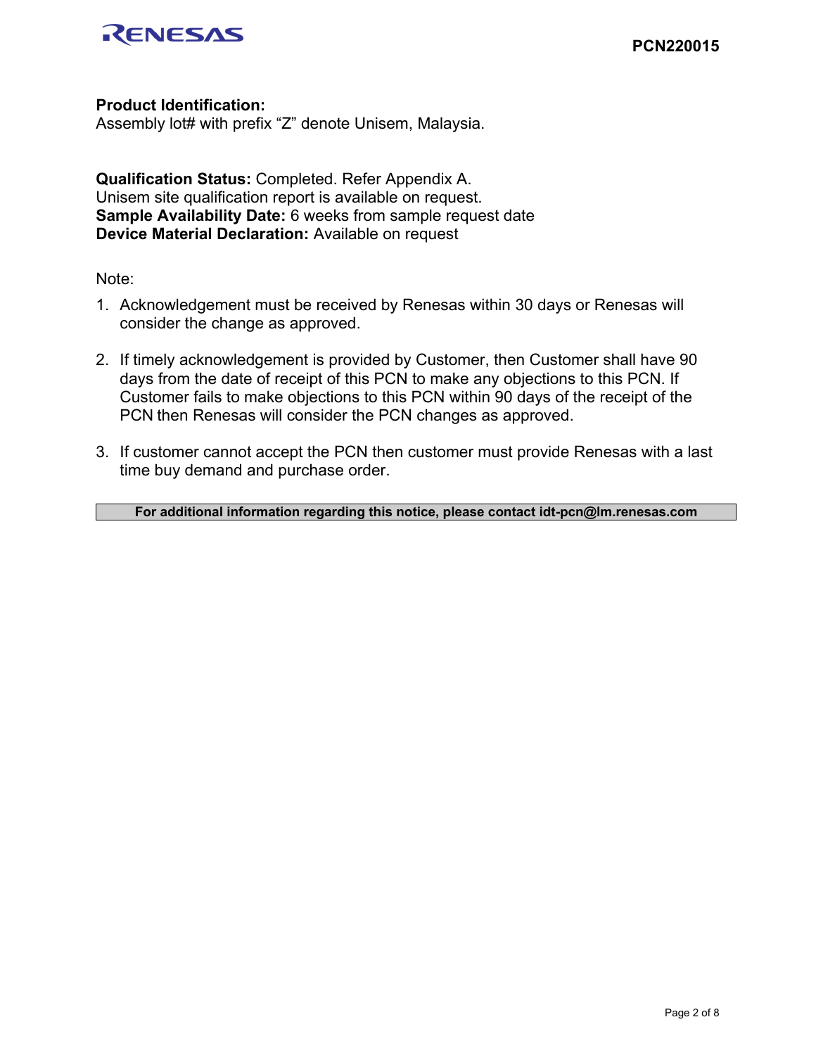**Product Identification:**
Assembly lot# with prefix "Z" denote Unisem, Malaysia.

**Qualification Status:** Completed. Refer Appendix A.
Unisem site qualification report is available on request.
**Sample Availability Date:** 6 weeks from sample request date
**Device Material Declaration:** Available on request

Note:

1. Acknowledgement must be received by Renesas within 30 days or Renesas will consider the change as approved.

2. If timely acknowledgement is provided by Customer, then Customer shall have 90 days from the date of receipt of this PCN to make any objections to this PCN. If Customer fails to make objections to this PCN within 90 days of the receipt of the PCN then Renesas will consider the PCN changes as approved.

3. If customer cannot accept the PCN then customer must provide Renesas with a last time buy demand and purchase order.

**For additional information regarding this notice, please contact idt-pcn@lm.renesas.com**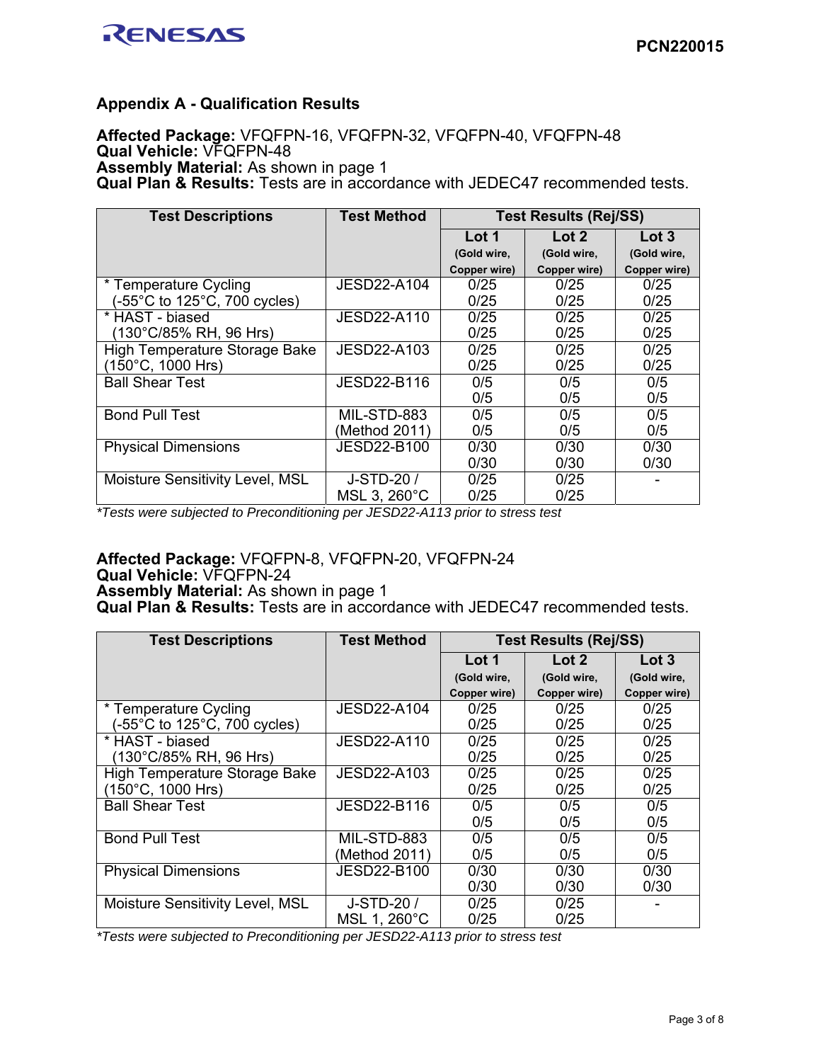## Appendix A - Qualification Results

**Affected Package:** VFQFPN-16, VFQFPN-32, VFQFPN-40, VFQFPN-48
**Qual Vehicle:** VFQFPN-48
**Assembly Material:** As shown in page 1
**Qual Plan & Results:** Tests are in accordance with JEDEC47 recommended tests.

| Test Descriptions | Test Method | Test Results (Rej/SS) | | |
|---|---|---|---|---|
| | | Lot 1 (Gold wire, Copper wire) | Lot 2 (Gold wire, Copper wire) | Lot 3 (Gold wire, Copper wire) |
| * Temperature Cycling (-55°C to 125°C, 700 cycles) | JESD22-A104 | 0/25<br>0/25 | 0/25<br>0/25 | 0/25<br>0/25 |
| * HAST - biased (130°C/85% RH, 96 Hrs) | JESD22-A110 | 0/25<br>0/25 | 0/25<br>0/25 | 0/25<br>0/25 |
| High Temperature Storage Bake (150°C, 1000 Hrs) | JESD22-A103 | 0/25<br>0/25 | 0/25<br>0/25 | 0/25<br>0/25 |
| Ball Shear Test | JESD22-B116 | 0/5<br>0/5 | 0/5<br>0/5 | 0/5<br>0/5 |
| Bond Pull Test | MIL-STD-883 (Method 2011) | 0/5<br>0/5 | 0/5<br>0/5 | 0/5<br>0/5 |
| Physical Dimensions | JESD22-B100 | 0/30<br>0/30 | 0/30<br>0/30 | 0/30<br>0/30 |
| Moisture Sensitivity Level, MSL | J-STD-20 / MSL 3, 260°C | 0/25<br>0/25 | 0/25<br>0/25 | - |

*\*Tests were subjected to Preconditioning per JESD22-A113 prior to stress test*

**Affected Package:** VFQFPN-8, VFQFPN-20, VFQFPN-24
**Qual Vehicle:** VFQFPN-24
**Assembly Material:** As shown in page 1
**Qual Plan & Results:** Tests are in accordance with JEDEC47 recommended tests.

| Test Descriptions | Test Method | Test Results (Rej/SS) | | |
|---|---|---|---|---|
| | | Lot 1 (Gold wire, Copper wire) | Lot 2 (Gold wire, Copper wire) | Lot 3 (Gold wire, Copper wire) |
| * Temperature Cycling (-55°C to 125°C, 700 cycles) | JESD22-A104 | 0/25<br>0/25 | 0/25<br>0/25 | 0/25<br>0/25 |
| * HAST - biased (130°C/85% RH, 96 Hrs) | JESD22-A110 | 0/25<br>0/25 | 0/25<br>0/25 | 0/25<br>0/25 |
| High Temperature Storage Bake (150°C, 1000 Hrs) | JESD22-A103 | 0/25<br>0/25 | 0/25<br>0/25 | 0/25<br>0/25 |
| Ball Shear Test | JESD22-B116 | 0/5<br>0/5 | 0/5<br>0/5 | 0/5<br>0/5 |
| Bond Pull Test | MIL-STD-883 (Method 2011) | 0/5<br>0/5 | 0/5<br>0/5 | 0/5<br>0/5 |
| Physical Dimensions | JESD22-B100 | 0/30<br>0/30 | 0/30<br>0/30 | 0/30<br>0/30 |
| Moisture Sensitivity Level, MSL | J-STD-20 / MSL 1, 260°C | 0/25<br>0/25 | 0/25<br>0/25 | - |

*\*Tests were subjected to Preconditioning per JESD22-A113 prior to stress test*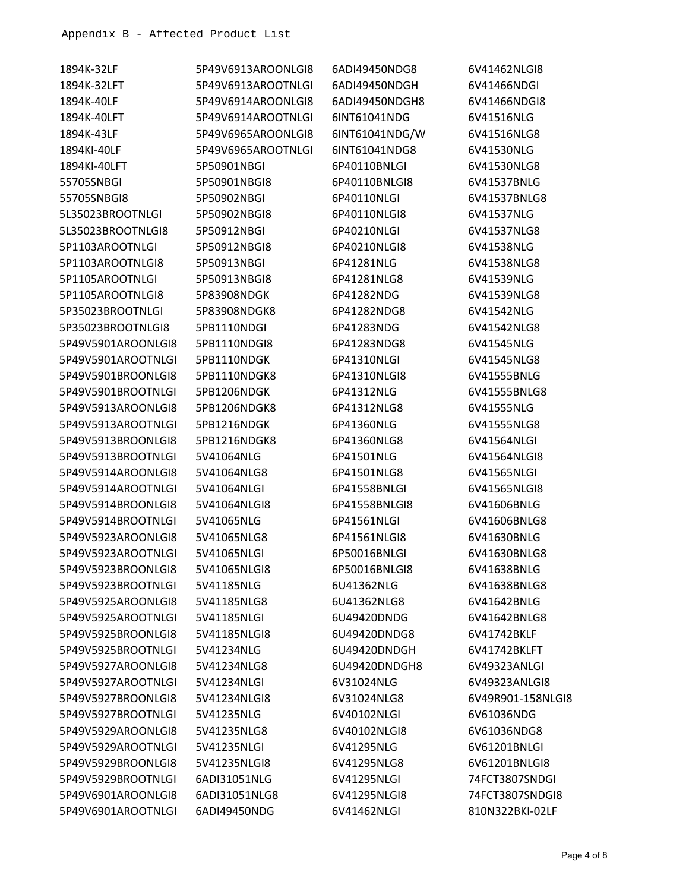Appendix B - Affected Product List

| | | | |
|---|---|---|---|
| 1894K-32LF | 5P49V6913AROONLGI8 | 6ADI49450NDG8 | 6V41462NLGI8 |
| 1894K-32LFT | 5P49V6913AROOTNLGI | 6ADI49450NDGH | 6V41466NDGI |
| 1894K-40LF | 5P49V6914AROONLGI8 | 6ADI49450NDGH8 | 6V41466NDGI8 |
| 1894K-40LFT | 5P49V6914AROOTNLGI | 6INT61041NDG | 6V41516NLG |
| 1894K-43LF | 5P49V6965AROONLGI8 | 6INT61041NDG/W | 6V41516NLG8 |
| 1894KI-40LF | 5P49V6965AROOTNLGI | 6INT61041NDG8 | 6V41530NLG |
| 1894KI-40LFT | 5P50901NBGI | 6P40110BNLGI | 6V41530NLG8 |
| 55705SNBGI | 5P50901NBGI8 | 6P40110BNLGI8 | 6V41537BNLG |
| 55705SNBGI8 | 5P50902NBGI | 6P40110NLGI | 6V41537BNLG8 |
| 5L35023BROOTNLGI | 5P50902NBGI8 | 6P40110NLGI8 | 6V41537NLG |
| 5L35023BROOTNLGI8 | 5P50912NBGI | 6P40210NLGI | 6V41537NLG8 |
| 5P1103AROOTNLGI | 5P50912NBGI8 | 6P40210NLGI8 | 6V41538NLG |
| 5P1103AROOTNLGI8 | 5P50913NBGI | 6P41281NLG | 6V41538NLG8 |
| 5P1105AROOTNLGI | 5P50913NBGI8 | 6P41281NLG8 | 6V41539NLG |
| 5P1105AROOTNLGI8 | 5P83908NDGK | 6P41282NDG | 6V41539NLG8 |
| 5P35023BROOTNLGI | 5P83908NDGK8 | 6P41282NDG8 | 6V41542NLG |
| 5P35023BROOTNLGI8 | 5PB1110NDGI | 6P41283NDG | 6V41542NLG8 |
| 5P49V5901AROONLGI8 | 5PB1110NDGI8 | 6P41283NDG8 | 6V41545NLG |
| 5P49V5901AROOTNLGI | 5PB1110NDGK | 6P41310NLGI | 6V41545NLG8 |
| 5P49V5901BROONLGI8 | 5PB1110NDGK8 | 6P41310NLGI8 | 6V41555BNLG |
| 5P49V5901BROOTNLGI | 5PB1206NDGK | 6P41312NLG | 6V41555BNLG8 |
| 5P49V5913AROONLGI8 | 5PB1206NDGK8 | 6P41312NLG8 | 6V41555NLG |
| 5P49V5913AROOTNLGI | 5PB1216NDGK | 6P41360NLG | 6V41555NLG8 |
| 5P49V5913BROONLGI8 | 5PB1216NDGK8 | 6P41360NLG8 | 6V41564NLGI |
| 5P49V5913BROOTNLGI | 5V41064NLG | 6P41501NLG | 6V41564NLGI8 |
| 5P49V5914AROONLGI8 | 5V41064NLG8 | 6P41501NLG8 | 6V41565NLGI |
| 5P49V5914AROOTNLGI | 5V41064NLGI | 6P41558BNLGI | 6V41565NLGI8 |
| 5P49V5914BROONLGI8 | 5V41064NLGI8 | 6P41558BNLGI8 | 6V41606BNLG |
| 5P49V5914BROOTNLGI | 5V41065NLG | 6P41561NLGI | 6V41606BNLG8 |
| 5P49V5923AROONLGI8 | 5V41065NLG8 | 6P41561NLGI8 | 6V41630BNLG |
| 5P49V5923AROOTNLGI | 5V41065NLGI | 6P50016BNLGI | 6V41630BNLG8 |
| 5P49V5923BROONLGI8 | 5V41065NLGI8 | 6P50016BNLGI8 | 6V41638BNLG |
| 5P49V5923BROOTNLGI | 5V41185NLG | 6U41362NLG | 6V41638BNLG8 |
| 5P49V5925AROONLGI8 | 5V41185NLG8 | 6U41362NLG8 | 6V41642BNLG |
| 5P49V5925AROOTNLGI | 5V41185NLGI | 6U49420DNDG | 6V41642BNLG8 |
| 5P49V5925BROONLGI8 | 5V41185NLGI8 | 6U49420DNDG8 | 6V41742BKLF |
| 5P49V5925BROOTNLGI | 5V41234NLG | 6U49420DNDGH | 6V41742BKLFT |
| 5P49V5927AROONLGI8 | 5V41234NLG8 | 6U49420DNDGH8 | 6V49323ANLGI |
| 5P49V5927AROOTNLGI | 5V41234NLGI | 6V31024NLG | 6V49323ANLGI8 |
| 5P49V5927BROONLGI8 | 5V41234NLGI8 | 6V31024NLG8 | 6V49R901-158NLGI8 |
| 5P49V5927BROOTNLGI | 5V41235NLG | 6V40102NLGI | 6V61036NDG |
| 5P49V5929AROONLGI8 | 5V41235NLG8 | 6V40102NLGI8 | 6V61036NDG8 |
| 5P49V5929AROOTNLGI | 5V41235NLGI | 6V41295NLG | 6V61201BNLGI |
| 5P49V5929BROONLGI8 | 5V41235NLGI8 | 6V41295NLG8 | 6V61201BNLGI8 |
| 5P49V5929BROOTNLGI | 6ADI31051NLG | 6V41295NLGI | 74FCT3807SNDGI |
| 5P49V6901AROONLGI8 | 6ADI31051NLG8 | 6V41295NLGI8 | 74FCT3807SNDGI8 |
| 5P49V6901AROOTNLGI | 6ADI49450NDG | 6V41462NLGI | 810N322BKI-02LF |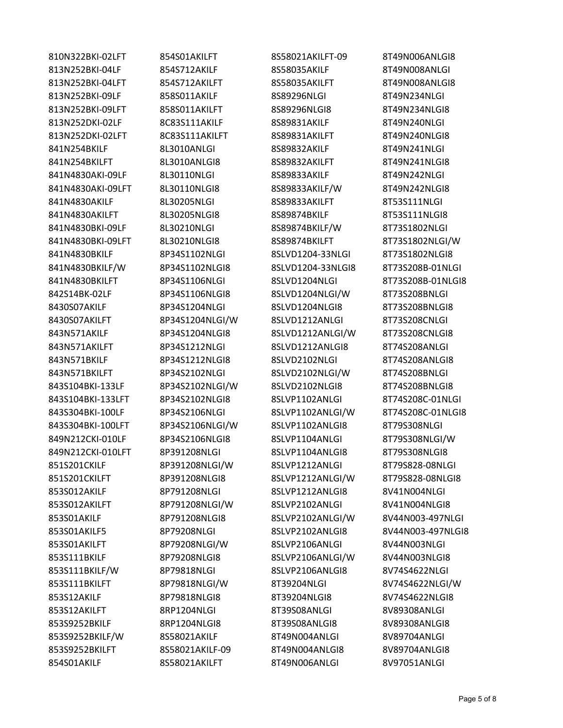810N322BKI-02LFT
813N252BKI-04LF
813N252BKI-04LFT
813N252BKI-09LF
813N252BKI-09LFT
813N252DKI-02LF
813N252DKI-02LFT
841N254BKILF
841N254BKILFT
841N4830AKI-09LF
841N4830AKI-09LFT
841N4830AKILF
841N4830AKILFT
841N4830BKI-09LF
841N4830BKI-09LFT
841N4830BKILF
841N4830BKILF/W
841N4830BKILFT
842S14BK-02LF
8430S07AKILF
8430S07AKILFT
843N571AKILF
843N571AKILFT
843N571BKILF
843N571BKILFT
843S104BKI-133LF
843S104BKI-133LFT
843S304BKI-100LF
843S304BKI-100LFT
849N212CKI-010LF
849N212CKI-010LFT
851S201CKILF
851S201CKILFT
853S012AKILF
853S012AKILFT
853S01AKILF
853S01AKILF5
853S01AKILFT
853S111BKILF
853S111BKILF/W
853S111BKILFT
853S12AKILF
853S12AKILFT
853S9252BKILF
853S9252BKILF/W
853S9252BKILFT
854S01AKILF
854S01AKILFT
854S712AKILF
854S712AKILFT
858S011AKILF
858S011AKILFT
8C83S111AKILF
8C83S111AKILFT
8L3010ANLGI
8L3010ANLGI8
8L30110NLGI
8L30110NLGI8
8L30205NLGI
8L30205NLGI8
8L30210NLGI
8L30210NLGI8
8P34S1102NLGI
8P34S1102NLGI8
8P34S1106NLGI
8P34S1106NLGI8
8P34S1204NLGI
8P34S1204NLGI/W
8P34S1204NLGI8
8P34S1212NLGI
8P34S1212NLGI8
8P34S2102NLGI
8P34S2102NLGI/W
8P34S2102NLGI8
8P34S2106NLGI
8P34S2106NLGI/W
8P34S2106NLGI8
8P391208NLGI
8P391208NLGI/W
8P391208NLGI8
8P791208NLGI
8P791208NLGI/W
8P791208NLGI8
8P79208NLGI
8P79208NLGI/W
8P79208NLGI8
8P79818NLGI
8P79818NLGI/W
8P79818NLGI8
8RP1204NLGI
8RP1204NLGI8
8S58021AKILF
8S58021AKILF-09
8S58021AKILFT
8S58021AKILFT-09
8S58035AKILF
8S58035AKILFT
8S89296NLGI
8S89296NLGI8
8S89831AKILF
8S89831AKILFT
8S89832AKILF
8S89832AKILFT
8S89833AKILF
8S89833AKILF/W
8S89833AKILFT
8S89874BKILF
8S89874BKILF/W
8S89874BKILFT
8SLVD1204-33NLGI
8SLVD1204-33NLGI8
8SLVD1204NLGI
8SLVD1204NLGI/W
8SLVD1204NLGI8
8SLVD1212ANLGI
8SLVD1212ANLGI/W
8SLVD1212ANLGI8
8SLVD2102NLGI
8SLVD2102NLGI/W
8SLVD2102NLGI8
8SLVP1102ANLGI
8SLVP1102ANLGI/W
8SLVP1102ANLGI8
8SLVP1104ANLGI
8SLVP1104ANLGI8
8SLVP1212ANLGI
8SLVP1212ANLGI/W
8SLVP1212ANLGI8
8SLVP2102ANLGI
8SLVP2102ANLGI/W
8SLVP2102ANLGI8
8SLVP2106ANLGI
8SLVP2106ANLGI/W
8SLVP2106ANLGI8
8T39204NLGI
8T39204NLGI8
8T39S08ANLGI
8T39S08ANLGI8
8T49N004ANLGI
8T49N004ANLGI8
8T49N006ANLGI
8T49N006ANLGI8
8T49N008ANLGI
8T49N008ANLGI8
8T49N234NLGI
8T49N234NLGI8
8T49N240NLGI
8T49N240NLGI8
8T49N241NLGI
8T49N241NLGI8
8T49N242NLGI
8T49N242NLGI8
8T53S111NLGI
8T53S111NLGI8
8T73S1802NLGI
8T73S1802NLGI/W
8T73S1802NLGI8
8T73S208B-01NLGI
8T73S208B-01NLGI8
8T73S208BNLGI
8T73S208BNLGI8
8T73S208CNLGI
8T73S208CNLGI8
8T74S208ANLGI
8T74S208ANLGI8
8T74S208BNLGI
8T74S208BNLGI8
8T74S208C-01NLGI
8T74S208C-01NLGI8
8T79S308NLGI
8T79S308NLGI/W
8T79S308NLGI8
8T79S828-08NLGI
8T79S828-08NLGI8
8V41N004NLGI
8V41N004NLGI8
8V44N003-497NLGI
8V44N003-497NLGI8
8V44N003NLGI
8V44N003NLGI8
8V74S4622NLGI
8V74S4622NLGI/W
8V74S4622NLGI8
8V89308ANLGI
8V89308ANLGI8
8V89704ANLGI
8V89704ANLGI8
8V97051ANLGI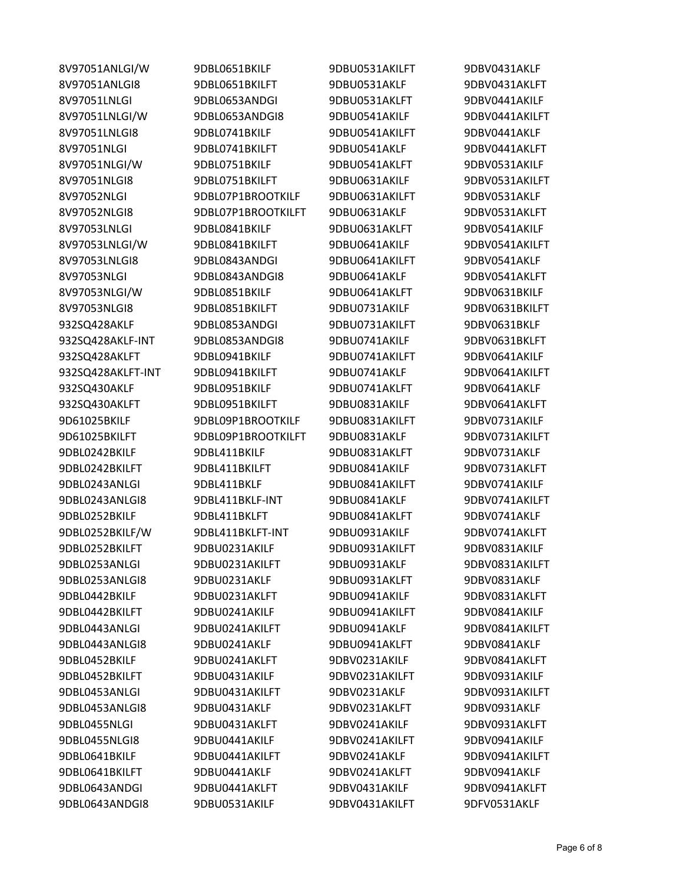8V97051ANLGI/W
8V97051ANLGI8
8V97051LNLGI
8V97051LNLGI/W
8V97051LNLGI8
8V97051NLGI
8V97051NLGI/W
8V97051NLGI8
8V97052NLGI
8V97052NLGI8
8V97053LNLGI
8V97053LNLGI/W
8V97053LNLGI8
8V97053NLGI
8V97053NLGI/W
8V97053NLGI8
932SQ428AKLF
932SQ428AKLF-INT
932SQ428AKLFT
932SQ428AKLFT-INT
932SQ430AKLF
932SQ430AKLFT
9D61025BKILF
9D61025BKILFT
9DBL0242BKILF
9DBL0242BKILFT
9DBL0243ANLGI
9DBL0243ANLGI8
9DBL0252BKILF
9DBL0252BKILF/W
9DBL0252BKILFT
9DBL0253ANLGI
9DBL0253ANLGI8
9DBL0442BKILF
9DBL0442BKILFT
9DBL0443ANLGI
9DBL0443ANLGI8
9DBL0452BKILF
9DBL0452BKILFT
9DBL0453ANLGI
9DBL0453ANLGI8
9DBL0455NLGI
9DBL0455NLGI8
9DBL0641BKILF
9DBL0641BKILFT
9DBL0643ANDGI
9DBL0643ANDGI8
9DBL0651BKILF
9DBL0651BKILFT
9DBL0653ANDGI
9DBL0653ANDGI8
9DBL0741BKILF
9DBL0741BKILFT
9DBL0751BKILF
9DBL0751BKILFT
9DBL07P1BROOTKILF
9DBL07P1BROOTKILFT
9DBL0841BKILF
9DBL0841BKILFT
9DBL0843ANDGI
9DBL0843ANDGI8
9DBL0851BKILF
9DBL0851BKILFT
9DBL0853ANDGI
9DBL0853ANDGI8
9DBL0941BKILF
9DBL0941BKILFT
9DBL0951BKILF
9DBL0951BKILFT
9DBL09P1BROOTKILF
9DBL09P1BROOTKILFT
9DBL411BKILF
9DBL411BKILFT
9DBL411BKLF
9DBL411BKLF-INT
9DBL411BKLFT
9DBL411BKLFT-INT
9DBU0231AKILF
9DBU0231AKILFT
9DBU0231AKLF
9DBU0231AKLFT
9DBU0241AKILF
9DBU0241AKILFT
9DBU0241AKLF
9DBU0241AKLFT
9DBU0431AKILF
9DBU0431AKILFT
9DBU0431AKLF
9DBU0431AKLFT
9DBU0441AKILF
9DBU0441AKILFT
9DBU0441AKLF
9DBU0441AKLFT
9DBU0531AKILF
9DBU0531AKILFT
9DBU0531AKLF
9DBU0531AKLFT
9DBU0541AKILF
9DBU0541AKILFT
9DBU0541AKLF
9DBU0541AKLFT
9DBU0631AKILF
9DBU0631AKILFT
9DBU0631AKLF
9DBU0631AKLFT
9DBU0641AKILF
9DBU0641AKILFT
9DBU0641AKLF
9DBU0641AKLFT
9DBU0731AKILF
9DBU0731AKILFT
9DBU0741AKILF
9DBU0741AKILFT
9DBU0741AKLF
9DBU0741AKLFT
9DBU0831AKILF
9DBU0831AKILFT
9DBU0831AKLF
9DBU0831AKLFT
9DBU0841AKILF
9DBU0841AKILFT
9DBU0841AKLF
9DBU0841AKLFT
9DBU0931AKILF
9DBU0931AKILFT
9DBU0931AKLF
9DBU0931AKLFT
9DBU0941AKILF
9DBU0941AKILFT
9DBU0941AKLF
9DBU0941AKLFT
9DBV0231AKILF
9DBV0231AKILFT
9DBV0231AKLF
9DBV0231AKLFT
9DBV0241AKILF
9DBV0241AKILFT
9DBV0241AKLF
9DBV0241AKLFT
9DBV0431AKILF
9DBV0431AKILFT
9DBV0431AKLF
9DBV0431AKLFT
9DBV0441AKILF
9DBV0441AKILFT
9DBV0441AKLF
9DBV0441AKLFT
9DBV0531AKILF
9DBV0531AKILFT
9DBV0531AKLF
9DBV0531AKLFT
9DBV0541AKILF
9DBV0541AKILFT
9DBV0541AKLF
9DBV0541AKLFT
9DBV0631BKILF
9DBV0631BKILFT
9DBV0631BKLF
9DBV0631BKLFT
9DBV0641AKILF
9DBV0641AKILFT
9DBV0641AKLF
9DBV0641AKLFT
9DBV0731AKILF
9DBV0731AKILFT
9DBV0731AKLF
9DBV0731AKLFT
9DBV0741AKILF
9DBV0741AKILFT
9DBV0741AKLF
9DBV0741AKLFT
9DBV0831AKILF
9DBV0831AKILFT
9DBV0831AKLF
9DBV0831AKLFT
9DBV0841AKILF
9DBV0841AKILFT
9DBV0841AKLF
9DBV0841AKLFT
9DBV0931AKILF
9DBV0931AKILFT
9DBV0931AKLF
9DBV0931AKLFT
9DBV0941AKILF
9DBV0941AKILFT
9DBV0941AKLF
9DBV0941AKLFT
9DFV0531AKLF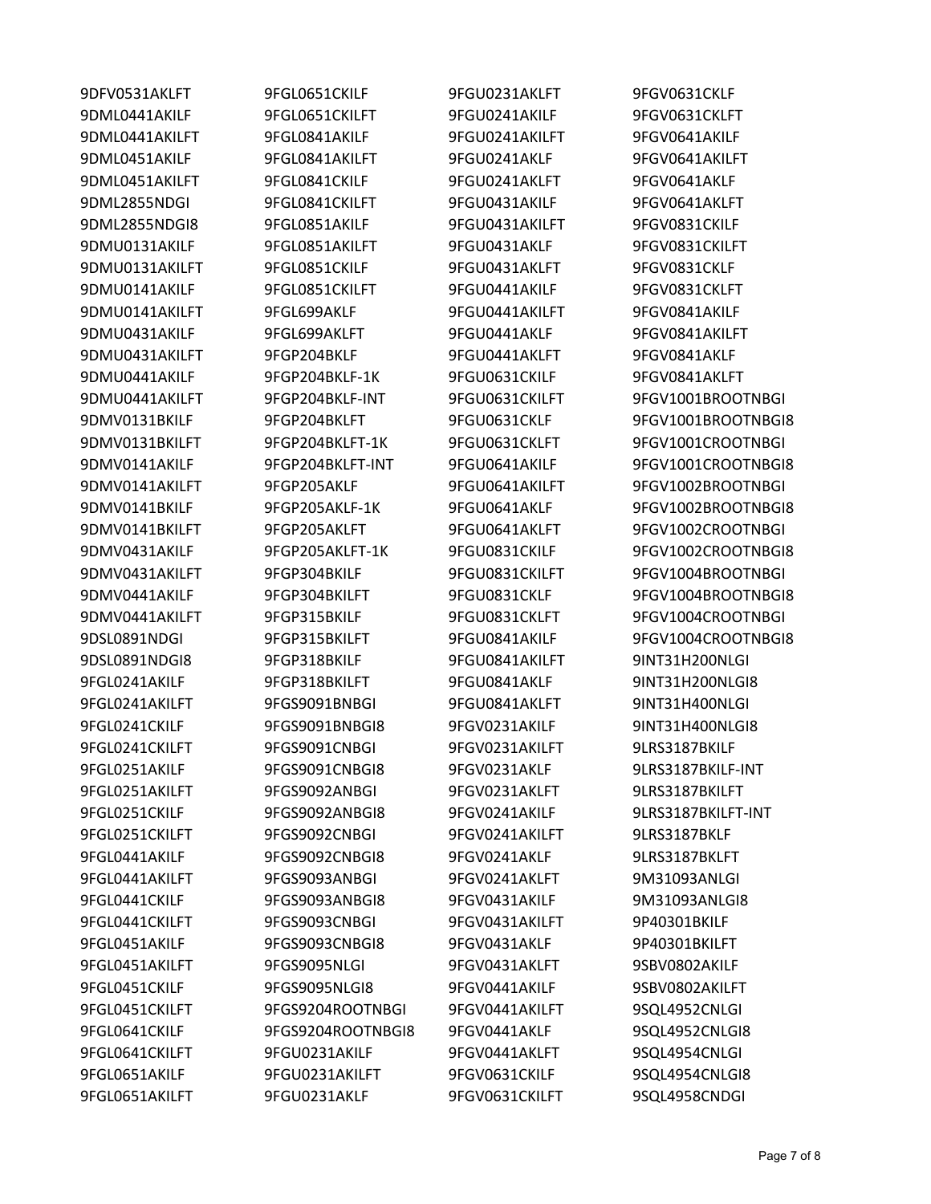9DFV0531AKLFT
9DML0441AKILF
9DML0441AKILFT
9DML0451AKILF
9DML0451AKILFT
9DML2855NDGI
9DML2855NDGI8
9DMU0131AKILF
9DMU0131AKILFT
9DMU0141AKILF
9DMU0141AKILFT
9DMU0431AKILF
9DMU0431AKILFT
9DMU0441AKILF
9DMU0441AKILFT
9DMV0131BKILF
9DMV0131BKILFT
9DMV0141AKILF
9DMV0141AKILFT
9DMV0141BKILF
9DMV0141BKILFT
9DMV0431AKILF
9DMV0431AKILFT
9DMV0441AKILF
9DMV0441AKILFT
9DSL0891NDGI
9DSL0891NDGI8
9FGL0241AKILF
9FGL0241AKILFT
9FGL0241CKILF
9FGL0241CKILFT
9FGL0251AKILF
9FGL0251AKILFT
9FGL0251CKILF
9FGL0251CKILFT
9FGL0441AKILF
9FGL0441AKILFT
9FGL0441CKILF
9FGL0441CKILFT
9FGL0451AKILF
9FGL0451AKILFT
9FGL0451CKILF
9FGL0451CKILFT
9FGL0641CKILF
9FGL0641CKILFT
9FGL0651AKILF
9FGL0651AKILFT
9FGL0651CKILF
9FGL0651CKILFT
9FGL0841AKILF
9FGL0841AKILFT
9FGL0841CKILF
9FGL0841CKILFT
9FGL0851AKILF
9FGL0851AKILFT
9FGL0851CKILF
9FGL0851CKILFT
9FGL699AKLF
9FGL699AKLFT
9FGP204BKLF
9FGP204BKLF-1K
9FGP204BKLF-INT
9FGP204BKLFT
9FGP204BKLFT-1K
9FGP204BKLFT-INT
9FGP205AKLF
9FGP205AKLF-1K
9FGP205AKLFT
9FGP205AKLFT-1K
9FGP304BKILF
9FGP304BKILFT
9FGP315BKILF
9FGP315BKILFT
9FGP318BKILF
9FGP318BKILFT
9FGS9091BNBGI
9FGS9091BNBGI8
9FGS9091CNBGI
9FGS9091CNBGI8
9FGS9092ANBGI
9FGS9092ANBGI8
9FGS9092CNBGI
9FGS9092CNBGI8
9FGS9093ANBGI
9FGS9093ANBGI8
9FGS9093CNBGI
9FGS9093CNBGI8
9FGS9095NLGI
9FGS9095NLGI8
9FGS9204ROOTNBGI
9FGS9204ROOTNBGI8
9FGU0231AKILF
9FGU0231AKILFT
9FGU0231AKLF
9FGU0231AKLFT
9FGU0241AKILF
9FGU0241AKILFT
9FGU0241AKLF
9FGU0241AKLFT
9FGU0431AKILF
9FGU0431AKILFT
9FGU0431AKLF
9FGU0431AKLFT
9FGU0441AKILF
9FGU0441AKILFT
9FGU0441AKLF
9FGU0441AKLFT
9FGU0631CKILF
9FGU0631CKILFT
9FGU0631CKLF
9FGU0631CKLFT
9FGU0641AKILF
9FGU0641AKILFT
9FGU0641AKLF
9FGU0641AKLFT
9FGU0831CKILF
9FGU0831CKILFT
9FGU0831CKLF
9FGU0831CKLFT
9FGU0841AKILF
9FGU0841AKILFT
9FGU0841AKLF
9FGU0841AKLFT
9FGV0231AKILF
9FGV0231AKILFT
9FGV0231AKLF
9FGV0231AKLFT
9FGV0241AKILF
9FGV0241AKILFT
9FGV0241AKLF
9FGV0241AKLFT
9FGV0431AKILF
9FGV0431AKILFT
9FGV0431AKLF
9FGV0431AKLFT
9FGV0441AKILF
9FGV0441AKILFT
9FGV0441AKLF
9FGV0441AKLFT
9FGV0631CKILF
9FGV0631CKILFT
9FGV0631CKLF
9FGV0631CKLFT
9FGV0641AKILF
9FGV0641AKILFT
9FGV0641AKLF
9FGV0641AKLFT
9FGV0831CKILF
9FGV0831CKILFT
9FGV0831CKLF
9FGV0831CKLFT
9FGV0841AKILF
9FGV0841AKILFT
9FGV0841AKLF
9FGV0841AKLFT
9FGV1001BROOTNBGI
9FGV1001BROOTNBGI8
9FGV1001CROOTNBGI
9FGV1001CROOTNBGI8
9FGV1002BROOTNBGI
9FGV1002BROOTNBGI8
9FGV1002CROOTNBGI
9FGV1002CROOTNBGI8
9FGV1004BROOTNBGI
9FGV1004BROOTNBGI8
9FGV1004CROOTNBGI
9FGV1004CROOTNBGI8
9INT31H200NLGI
9INT31H200NLGI8
9INT31H400NLGI
9INT31H400NLGI8
9LRS3187BKILF
9LRS3187BKILF-INT
9LRS3187BKILFT
9LRS3187BKILFT-INT
9LRS3187BKLF
9LRS3187BKLFT
9M31093ANLGI
9M31093ANLGI8
9P40301BKILF
9P40301BKILFT
9SBV0802AKILF
9SBV0802AKILFT
9SQL4952CNLGI
9SQL4952CNLGI8
9SQL4954CNLGI
9SQL4954CNLGI8
9SQL4958CNDGI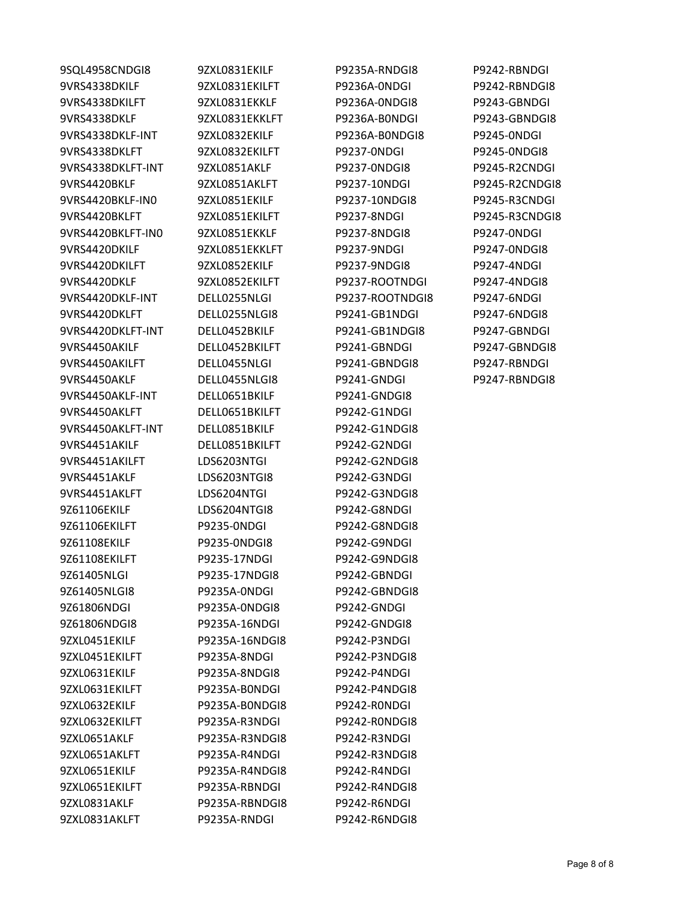9SQL4958CNDGI8
9VRS4338DKILF
9VRS4338DKILFT
9VRS4338DKLF
9VRS4338DKLF-INT
9VRS4338DKLFT
9VRS4338DKLFT-INT
9VRS4420BKLF
9VRS4420BKLF-IN0
9VRS4420BKLFT
9VRS4420BKLFT-IN0
9VRS4420DKILF
9VRS4420DKILFT
9VRS4420DKLF
9VRS4420DKLF-INT
9VRS4420DKLFT
9VRS4420DKLFT-INT
9VRS4450AKILF
9VRS4450AKILFT
9VRS4450AKLF
9VRS4450AKLF-INT
9VRS4450AKLFT
9VRS4450AKLFT-INT
9VRS4451AKILF
9VRS4451AKILFT
9VRS4451AKLF
9VRS4451AKLFT
9Z61106EKILF
9Z61106EKILFT
9Z61108EKILF
9Z61108EKILFT
9Z61405NLGI
9Z61405NLGI8
9Z61806NDGI
9Z61806NDGI8
9ZXL0451EKILF
9ZXL0451EKILFT
9ZXL0631EKILF
9ZXL0631EKILFT
9ZXL0632EKILF
9ZXL0632EKILFT
9ZXL0651AKLF
9ZXL0651AKLFT
9ZXL0651EKILF
9ZXL0651EKILFT
9ZXL0831AKLF
9ZXL0831AKLFT
9ZXL0831EKILF
9ZXL0831EKILFT
9ZXL0831EKKLF
9ZXL0831EKKLFT
9ZXL0832EKILF
9ZXL0832EKILFT
9ZXL0851AKLF
9ZXL0851AKLFT
9ZXL0851EKILF
9ZXL0851EKILFT
9ZXL0851EKKLF
9ZXL0851EKKLFT
9ZXL0852EKILF
9ZXL0852EKILFT
DELL0255NLGI
DELL0255NLGI8
DELL0452BKILF
DELL0452BKILFT
DELL0455NLGI
DELL0455NLGI8
DELL0651BKILF
DELL0651BKILFT
DELL0851BKILF
DELL0851BKILFT
LDS6203NTGI
LDS6203NTGI8
LDS6204NTGI
LDS6204NTGI8
P9235-0NDGI
P9235-0NDGI8
P9235-17NDGI
P9235-17NDGI8
P9235A-0NDGI
P9235A-0NDGI8
P9235A-16NDGI
P9235A-16NDGI8
P9235A-8NDGI
P9235A-8NDGI8
P9235A-B0NDGI
P9235A-B0NDGI8
P9235A-R3NDGI
P9235A-R3NDGI8
P9235A-R4NDGI
P9235A-R4NDGI8
P9235A-RBNDGI
P9235A-RBNDGI8
P9235A-RNDGI
P9235A-RNDGI8
P9236A-0NDGI
P9236A-0NDGI8
P9236A-B0NDGI
P9236A-B0NDGI8
P9237-0NDGI
P9237-0NDGI8
P9237-10NDGI
P9237-10NDGI8
P9237-8NDGI
P9237-8NDGI8
P9237-9NDGI
P9237-9NDGI8
P9237-ROOTNDGI
P9237-ROOTNDGI8
P9241-GB1NDGI
P9241-GB1NDGI8
P9241-GBNDGI
P9241-GBNDGI8
P9241-GNDGI
P9241-GNDGI8
P9242-G1NDGI
P9242-G1NDGI8
P9242-G2NDGI
P9242-G2NDGI8
P9242-G3NDGI
P9242-G3NDGI8
P9242-G8NDGI
P9242-G8NDGI8
P9242-G9NDGI
P9242-G9NDGI8
P9242-GBNDGI
P9242-GBNDGI8
P9242-GNDGI
P9242-GNDGI8
P9242-P3NDGI
P9242-P3NDGI8
P9242-P4NDGI
P9242-P4NDGI8
P9242-R0NDGI
P9242-R0NDGI8
P9242-R3NDGI
P9242-R3NDGI8
P9242-R4NDGI
P9242-R4NDGI8
P9242-R6NDGI
P9242-R6NDGI8
P9242-RBNDGI
P9242-RBNDGI8
P9243-GBNDGI
P9243-GBNDGI8
P9245-0NDGI
P9245-0NDGI8
P9245-R2CNDGI
P9245-R2CNDGI8
P9245-R3CNDGI
P9245-R3CNDGI8
P9247-0NDGI
P9247-0NDGI8
P9247-4NDGI
P9247-4NDGI8
P9247-6NDGI
P9247-6NDGI8
P9247-GBNDGI
P9247-GBNDGI8
P9247-RBNDGI
P9247-RBNDGI8